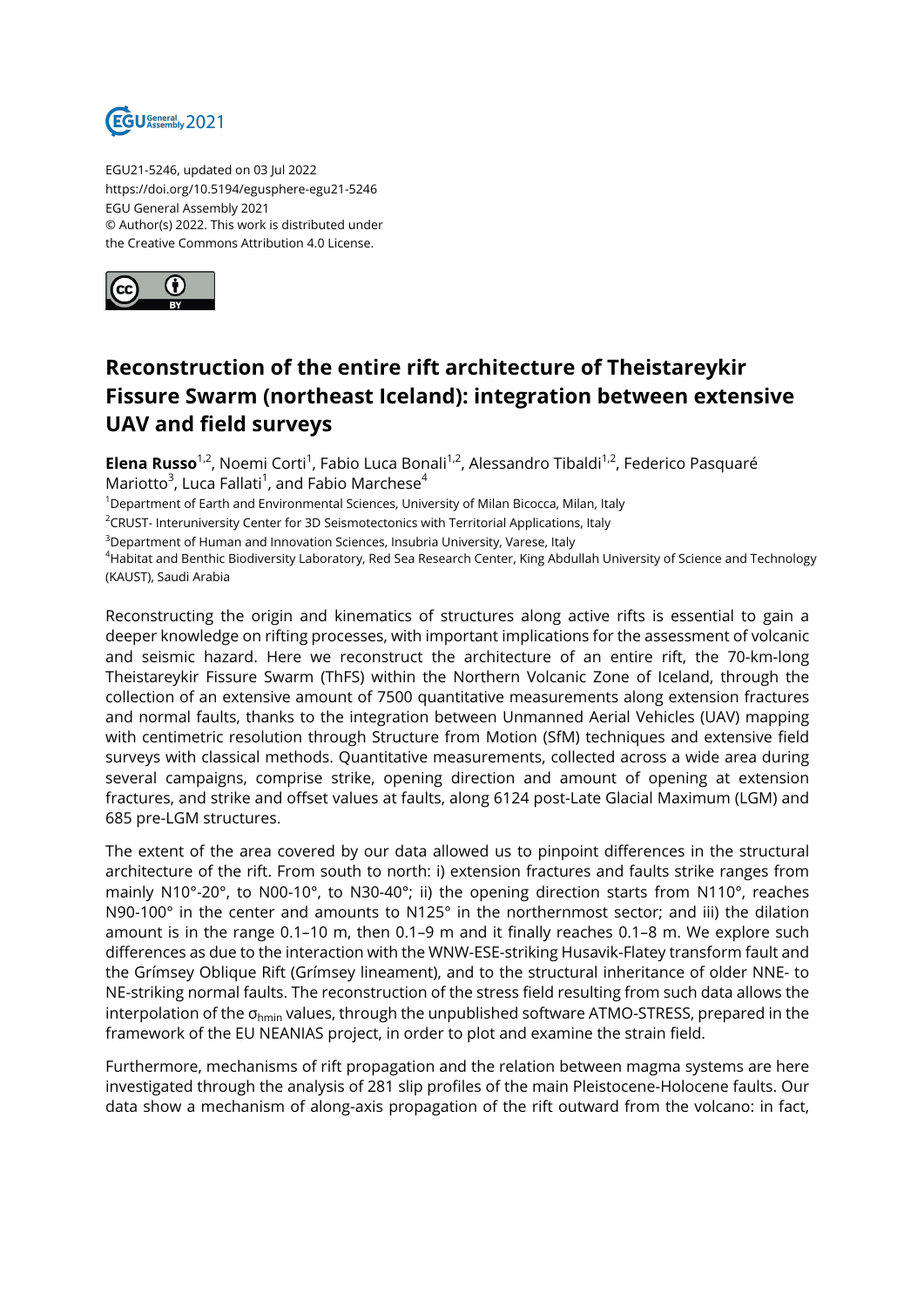EGU21-5246, updated on 03 Jul 2022
https://doi.org/10.5194/egusphere-egu21-5246
EGU General Assembly 2021
© Author(s) 2022. This work is distributed under
the Creative Commons Attribution 4.0 License.

# Reconstruction of the entire rift architecture of Theistareykir Fissure Swarm (northeast Iceland): integration between extensive UAV and field surveys

**Elena Russo**[1,2], Noemi Corti[1], Fabio Luca Bonali[1,2], Alessandro Tibaldi[1,2], Federico Pasquaré Mariotto[3], Luca Fallati[1], and Fabio Marchese[4]

[1]Department of Earth and Environmental Sciences, University of Milan Bicocca, Milan, Italy
[2]CRUST- Interuniversity Center for 3D Seismotectonics with Territorial Applications, Italy
[3]Department of Human and Innovation Sciences, Insubria University, Varese, Italy
[4]Habitat and Benthic Biodiversity Laboratory, Red Sea Research Center, King Abdullah University of Science and Technology (KAUST), Saudi Arabia

Reconstructing the origin and kinematics of structures along active rifts is essential to gain a deeper knowledge on rifting processes, with important implications for the assessment of volcanic and seismic hazard. Here we reconstruct the architecture of an entire rift, the 70-km-long Theistareykir Fissure Swarm (ThFS) within the Northern Volcanic Zone of Iceland, through the collection of an extensive amount of 7500 quantitative measurements along extension fractures and normal faults, thanks to the integration between Unmanned Aerial Vehicles (UAV) mapping with centimetric resolution through Structure from Motion (SfM) techniques and extensive field surveys with classical methods. Quantitative measurements, collected across a wide area during several campaigns, comprise strike, opening direction and amount of opening at extension fractures, and strike and offset values at faults, along 6124 post-Late Glacial Maximum (LGM) and 685 pre-LGM structures.

The extent of the area covered by our data allowed us to pinpoint differences in the structural architecture of the rift. From south to north: i) extension fractures and faults strike ranges from mainly N10°-20°, to N00-10°, to N30-40°; ii) the opening direction starts from N110°, reaches N90-100° in the center and amounts to N125° in the northernmost sector; and iii) the dilation amount is in the range 0.1–10 m, then 0.1–9 m and it finally reaches 0.1–8 m. We explore such differences as due to the interaction with the WNW-ESE-striking Husavik-Flatey transform fault and the Grímsey Oblique Rift (Grímsey lineament), and to the structural inheritance of older NNE- to NE-striking normal faults. The reconstruction of the stress field resulting from such data allows the interpolation of the $\sigma_{hmin}$ values, through the unpublished software ATMO-STRESS, prepared in the framework of the EU NEANIAS project, in order to plot and examine the strain field.

Furthermore, mechanisms of rift propagation and the relation between magma systems are here investigated through the analysis of 281 slip profiles of the main Pleistocene-Holocene faults. Our data show a mechanism of along-axis propagation of the rift outward from the volcano: in fact,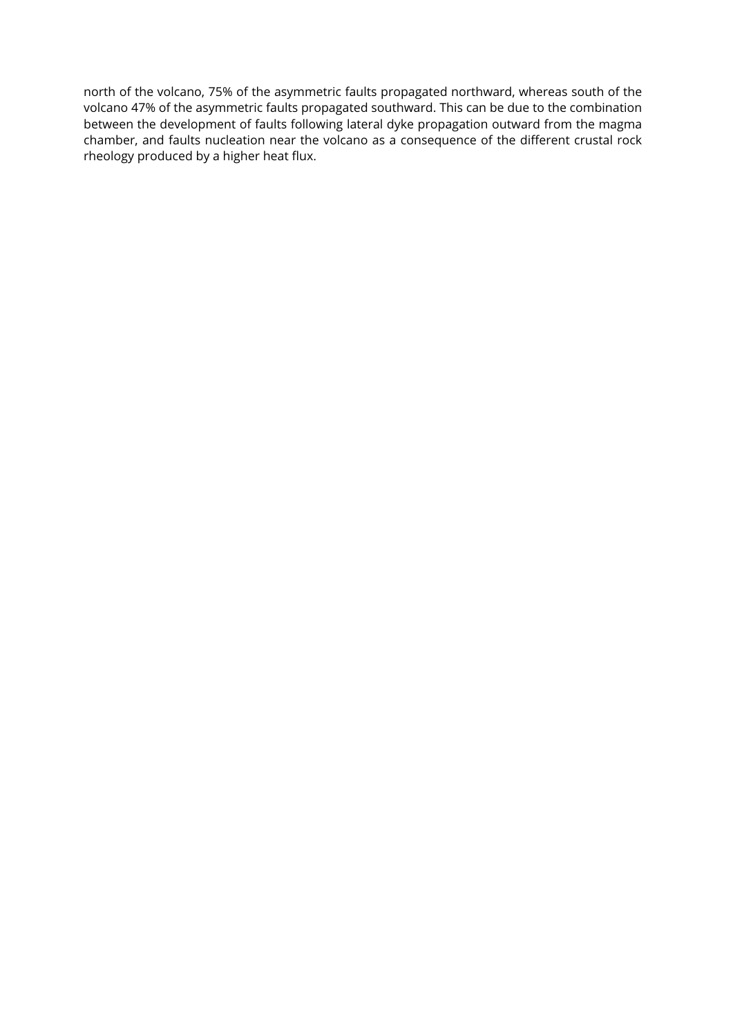north of the volcano, 75% of the asymmetric faults propagated northward, whereas south of the volcano 47% of the asymmetric faults propagated southward. This can be due to the combination between the development of faults following lateral dyke propagation outward from the magma chamber, and faults nucleation near the volcano as a consequence of the different crustal rock rheology produced by a higher heat flux.